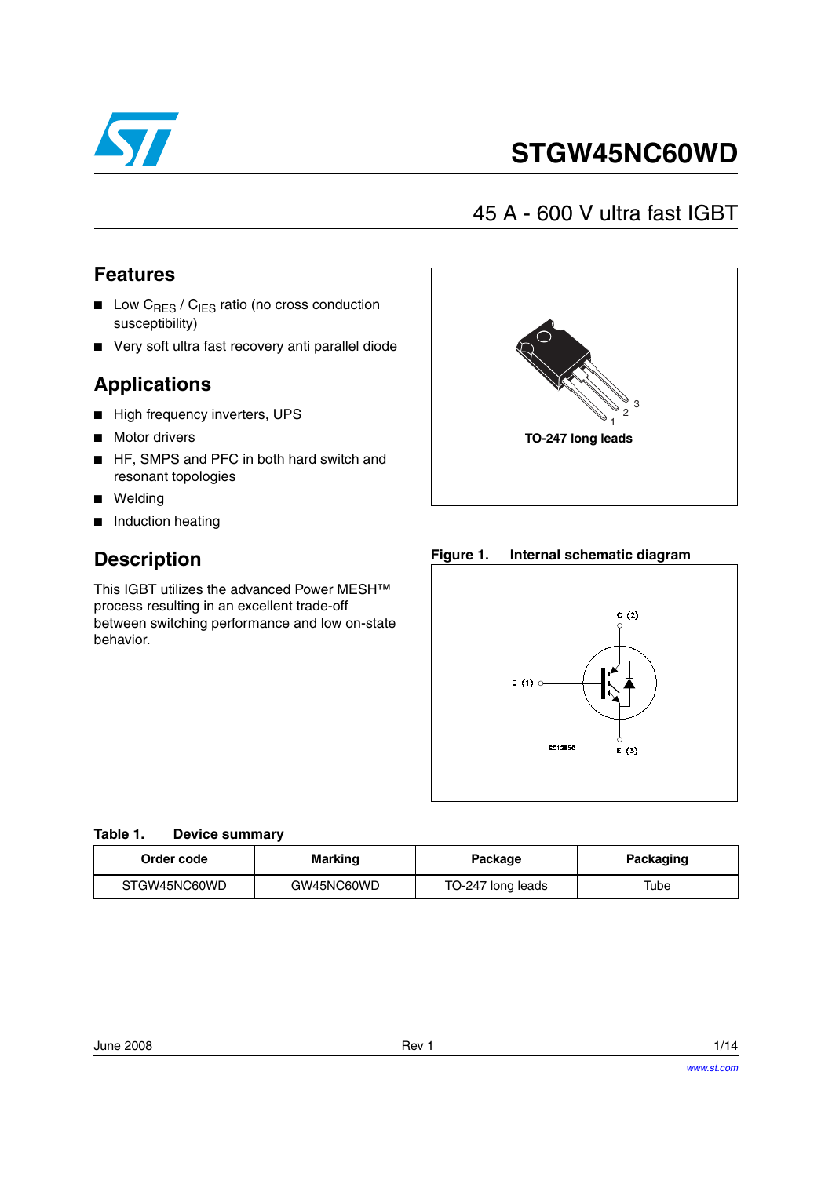# STGW45NC60WD

## 45 A - 600 V ultra fast IGBT

## Features

- Low $C_{RES}$ / $C_{IES}$ ratio (no cross conduction susceptibility)
- Very soft ultra fast recovery anti parallel diode

## Applications

- High frequency inverters, UPS
- Motor drivers
- HF, SMPS and PFC in both hard switch and resonant topologies
- Welding
- Induction heating

## Description

This IGBT utilizes the advanced Power MESH™ process resulting in an excellent trade-off between switching performance and low on-state behavior.

TO-247 long leads

**Figure 1. Internal schematic diagram**

C (2)

G (1)

E (3)

SC12850

**Table 1. Device summary**

| Order code | Marking | Package | Packaging |
|---|---|---|---|
| STGW45NC60WD | GW45NC60WD | TO-247 long leads | Tube |

June 2008 Rev 1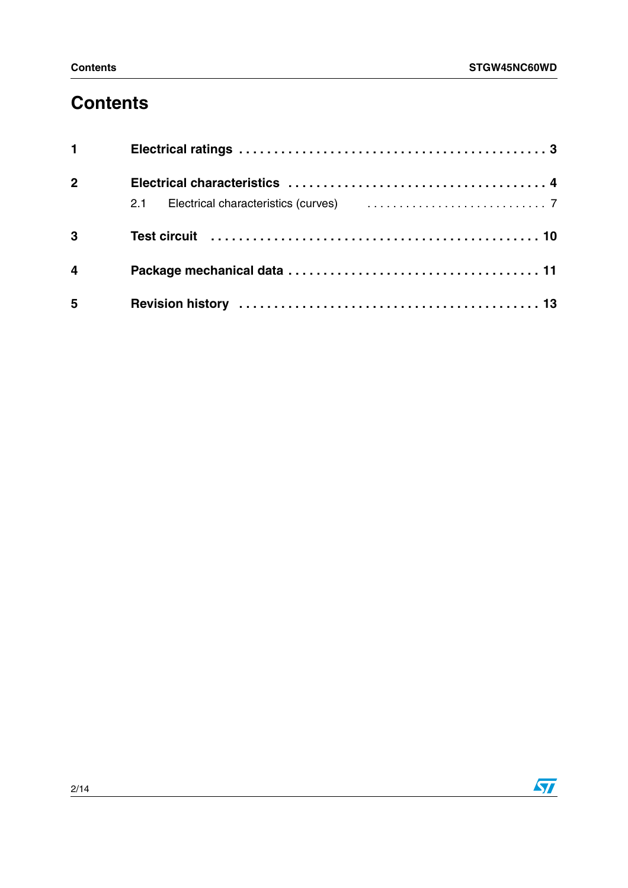# Contents

1 Electrical ratings . . . . . . . . . . . . . . . . . . . . . . . . . . . . . . . . . . . . . . . . . . . . 3

2 Electrical characteristics . . . . . . . . . . . . . . . . . . . . . . . . . . . . . . . . . . . . . 4

2.1 Electrical characteristics (curves) . . . . . . . . . . . . . . . . . . . . . . . . . . . . 7

3 Test circuit . . . . . . . . . . . . . . . . . . . . . . . . . . . . . . . . . . . . . . . . . . . . . . 10

4 Package mechanical data . . . . . . . . . . . . . . . . . . . . . . . . . . . . . . . . . . . 11

5 Revision history . . . . . . . . . . . . . . . . . . . . . . . . . . . . . . . . . . . . . . . . . . 13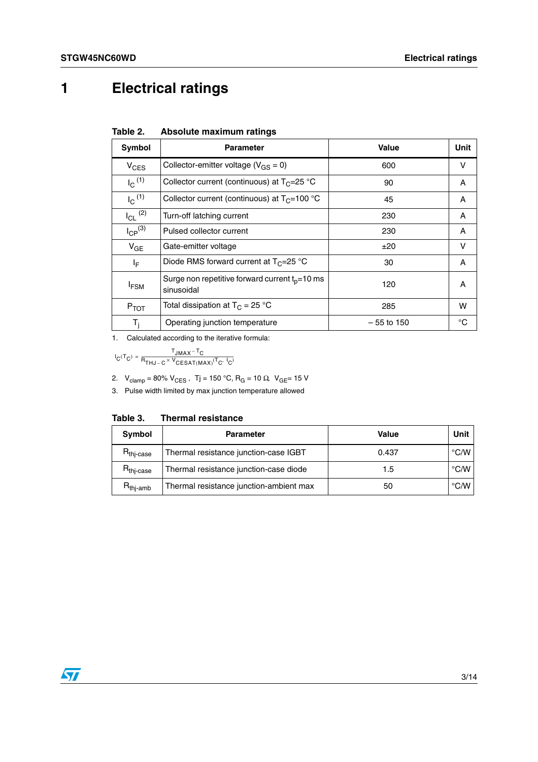# 1 Electrical ratings

**Table 2. Absolute maximum ratings**

| Symbol | Parameter | Value | Unit |
|---|---|---|---|
| $V_{CES}$ | Collector-emitter voltage ($V_{GS}$ = 0) | 600 | V |
| $I_C$ [1] | Collector current (continuous) at $T_C$=25 °C | 90 | A |
| $I_C$ [1] | Collector current (continuous) at $T_C$=100 °C | 45 | A |
| $I_{CL}$ [2] | Turn-off latching current | 230 | A |
| $I_{CP}$[3] | Pulsed collector current | 230 | A |
| $V_{GE}$ | Gate-emitter voltage | ±20 | V |
| $I_F$ | Diode RMS forward current at $T_C$=25 °C | 30 | A |
| $I_{FSM}$ | Surge non repetitive forward current $t_p$=10 ms sinusoidal | 120 | A |
| $P_{TOT}$ | Total dissipation at $T_C$ = 25 °C | 285 | W |
| $T_j$ | Operating junction temperature | – 55 to 150 | °C |

1. Calculated according to the iterative formula:

$$I_C(T_C) = \frac{T_{JMAX} - T_C}{R_{THJ-C} \times V_{CESAT(MAX)}(T_C, I_C)}$$

2. $V_{clamp}$ = 80% $V_{CES}$ , Tj = 150 °C, $R_G$ = 10 Ω, $V_{GE}$= 15 V
3. Pulse width limited by max junction temperature allowed

**Table 3. Thermal resistance**

| Symbol | Parameter | Value | Unit |
|---|---|---|---|
| $R_{thj-case}$ | Thermal resistance junction-case IGBT | 0.437 | °C/W |
| $R_{thj-case}$ | Thermal resistance junction-case diode | 1.5 | °C/W |
| $R_{thj-amb}$ | Thermal resistance junction-ambient max | 50 | °C/W |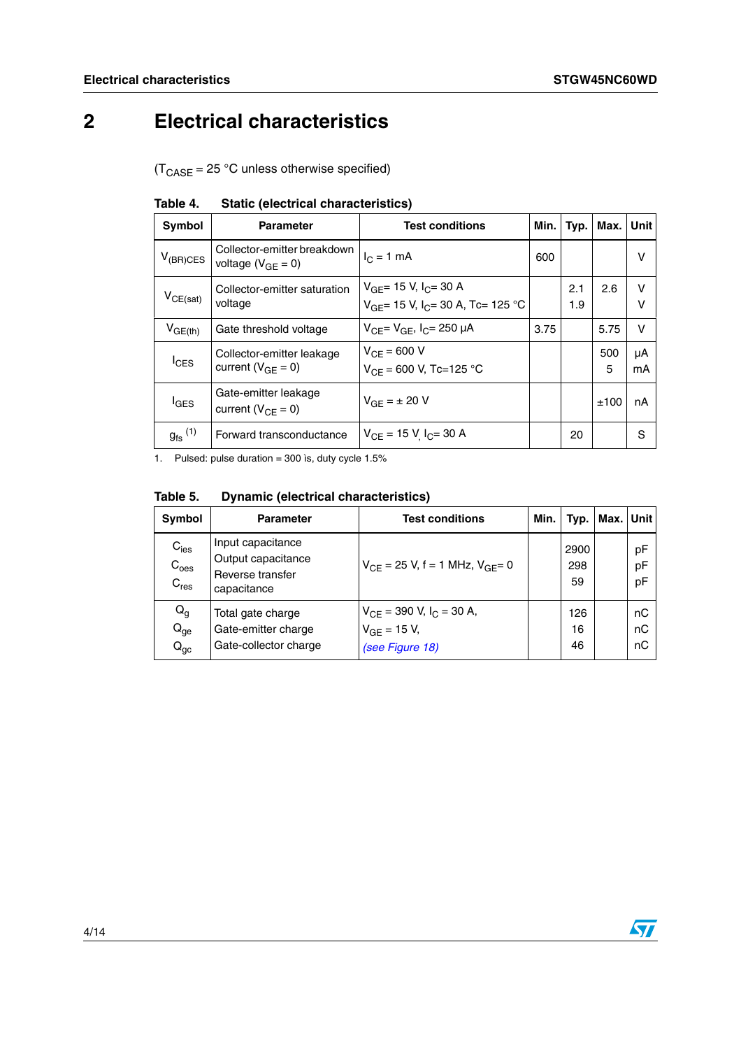# 2 Electrical characteristics

($T_{CASE}$ = 25 °C unless otherwise specified)

**Table 4. Static (electrical characteristics)**

| Symbol | Parameter | Test conditions | Min. | Typ. | Max. | Unit |
|---|---|---|---|---|---|---|
| $V_{(BR)CES}$ | Collector-emitter breakdown voltage ($V_{GE}$ = 0) | $I_C$ = 1 mA | 600 | | | V |
| $V_{CE(sat)}$ | Collector-emitter saturation voltage | $V_{GE}$= 15 V, $I_C$= 30 A<br>$V_{GE}$= 15 V, $I_C$= 30 A, Tc= 125 °C | | 2.1<br>1.9 | 2.6 | V<br>V |
| $V_{GE(th)}$ | Gate threshold voltage | $V_{CE}$= $V_{GE}$, $I_C$= 250 µA | 3.75 | | 5.75 | V |
| $I_{CES}$ | Collector-emitter leakage current ($V_{GE}$ = 0) | $V_{CE}$ = 600 V<br>$V_{CE}$ = 600 V, Tc=125 °C | | | 500<br>5 | µA<br>mA |
| $I_{GES}$ | Gate-emitter leakage current ($V_{CE}$ = 0) | $V_{GE}$ = ± 20 V | | | ±100 | nA |
| $g_{fs}$ [1] | Forward transconductance | $V_{CE}$ = 15 V, $I_C$= 30 A | | 20 | | S |

1. Pulsed: pulse duration = 300 ìs, duty cycle 1.5%

**Table 5. Dynamic (electrical characteristics)**

| Symbol | Parameter | Test conditions | Min. | Typ. | Max. | Unit |
|---|---|---|---|---|---|---|
| $C_{ies}$<br>$C_{oes}$<br>$C_{res}$ | Input capacitance<br>Output capacitance<br>Reverse transfer capacitance | $V_{CE}$ = 25 V, f = 1 MHz, $V_{GE}$= 0 | | 2900<br>298<br>59 | | pF<br>pF<br>pF |
| $Q_g$<br>$Q_{ge}$<br>$Q_{gc}$ | Total gate charge<br>Gate-emitter charge<br>Gate-collector charge | $V_{CE}$ = 390 V, $I_C$ = 30 A,<br>$V_{GE}$ = 15 V,<br>*(see Figure 18)* | | 126<br>16<br>46 | | nC<br>nC<br>nC |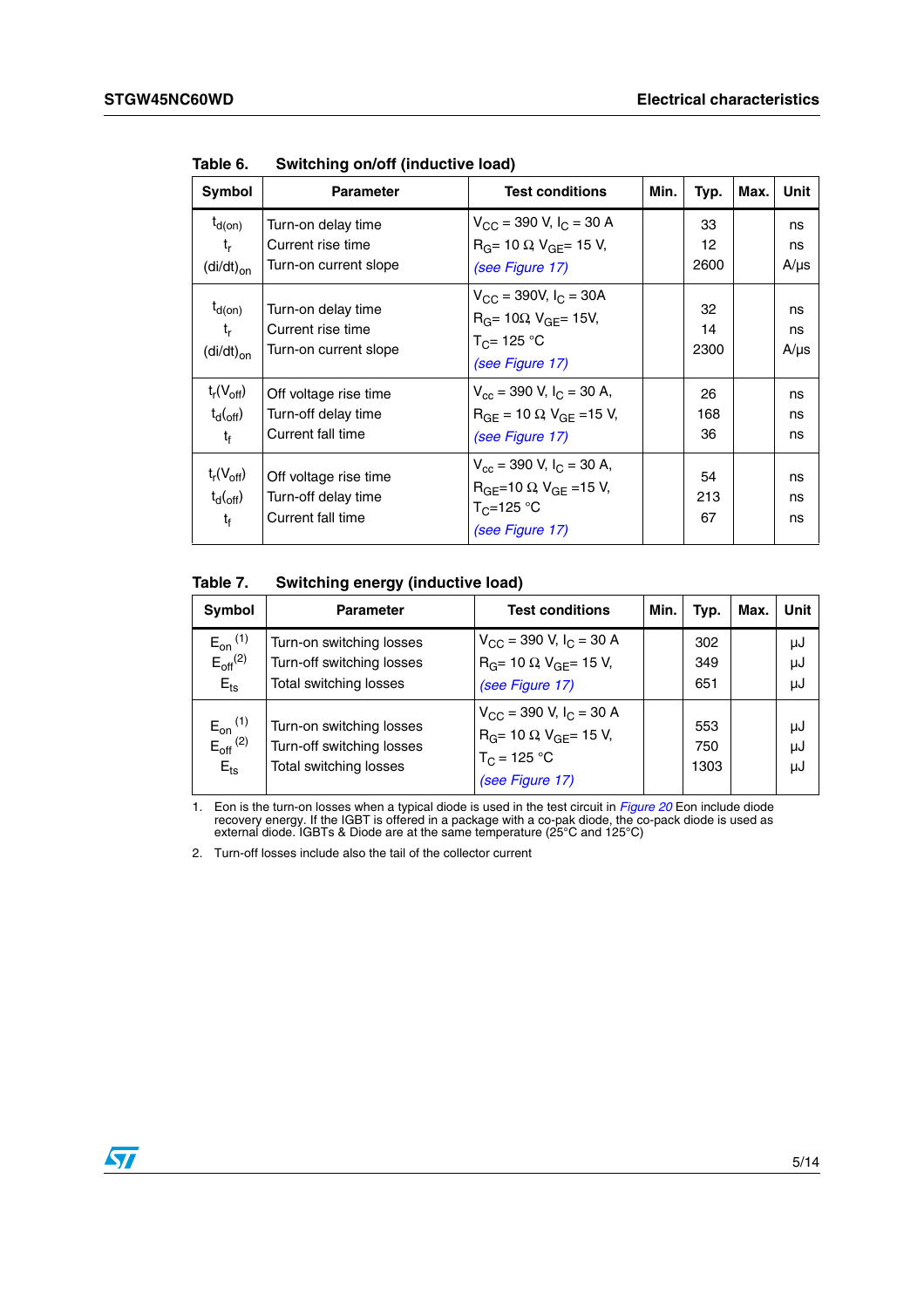Table 6. Switching on/off (inductive load)

| Symbol | Parameter | Test conditions | Min. | Typ. | Max. | Unit |
|---|---|---|---|---|---|---|
| $t_{d(on)}$<br>$t_r$<br>$(di/dt)_{on}$ | Turn-on delay time<br>Current rise time<br>Turn-on current slope | $V_{CC}$ = 390 V, $I_C$ = 30 A<br>$R_G$= 10 Ω $V_{GE}$= 15 V,<br>*(see Figure 17)* | | 33<br>12<br>2600 | | ns<br>ns<br>A/µs |
| $t_{d(on)}$<br>$t_r$<br>$(di/dt)_{on}$ | Turn-on delay time<br>Current rise time<br>Turn-on current slope | $V_{CC}$ = 390V, $I_C$ = 30A<br>$R_G$= 10Ω $V_{GE}$= 15V,<br>$T_C$= 125 °C<br>*(see Figure 17)* | | 32<br>14<br>2300 | | ns<br>ns<br>A/µs |
| $t_r(V_{off})$<br>$t_d(_{off})$<br>$t_f$ | Off voltage rise time<br>Turn-off delay time<br>Current fall time | $V_{cc}$ = 390 V, $I_C$ = 30 A,<br>$R_{GE}$ = 10 Ω $V_{GE}$ =15 V,<br>*(see Figure 17)* | | 26<br>168<br>36 | | ns<br>ns<br>ns |
| $t_r(V_{off})$<br>$t_d(_{off})$<br>$t_f$ | Off voltage rise time<br>Turn-off delay time<br>Current fall time | $V_{cc}$ = 390 V, $I_C$ = 30 A,<br>$R_{GE}$=10 Ω $V_{GE}$ =15 V,<br>$T_C$=125 °C<br>*(see Figure 17)* | | 54<br>213<br>67 | | ns<br>ns<br>ns |

Table 7. Switching energy (inductive load)

| Symbol | Parameter | Test conditions | Min. | Typ. | Max. | Unit |
|---|---|---|---|---|---|---|
| $E_{on}$ (1)<br>$E_{off}$ (2)<br>$E_{ts}$ | Turn-on switching losses<br>Turn-off switching losses<br>Total switching losses | $V_{CC}$ = 390 V, $I_C$ = 30 A<br>$R_G$= 10 Ω $V_{GE}$= 15 V,<br>*(see Figure 17)* | | 302<br>349<br>651 | | µJ<br>µJ<br>µJ |
| $E_{on}$ (1)<br>$E_{off}$ (2)<br>$E_{ts}$ | Turn-on switching losses<br>Turn-off switching losses<br>Total switching losses | $V_{CC}$ = 390 V, $I_C$ = 30 A<br>$R_G$= 10 Ω $V_{GE}$= 15 V,<br>$T_C$ = 125 °C<br>*(see Figure 17)* | | 553<br>750<br>1303 | | µJ<br>µJ<br>µJ |

1. Eon is the turn-on losses when a typical diode is used in the test circuit in *Figure 20* Eon include diode recovery energy. If the IGBT is offered in a package with a co-pak diode, the co-pack diode is used as external diode. IGBTs & Diode are at the same temperature (25°C and 125°C)
2. Turn-off losses include also the tail of the collector current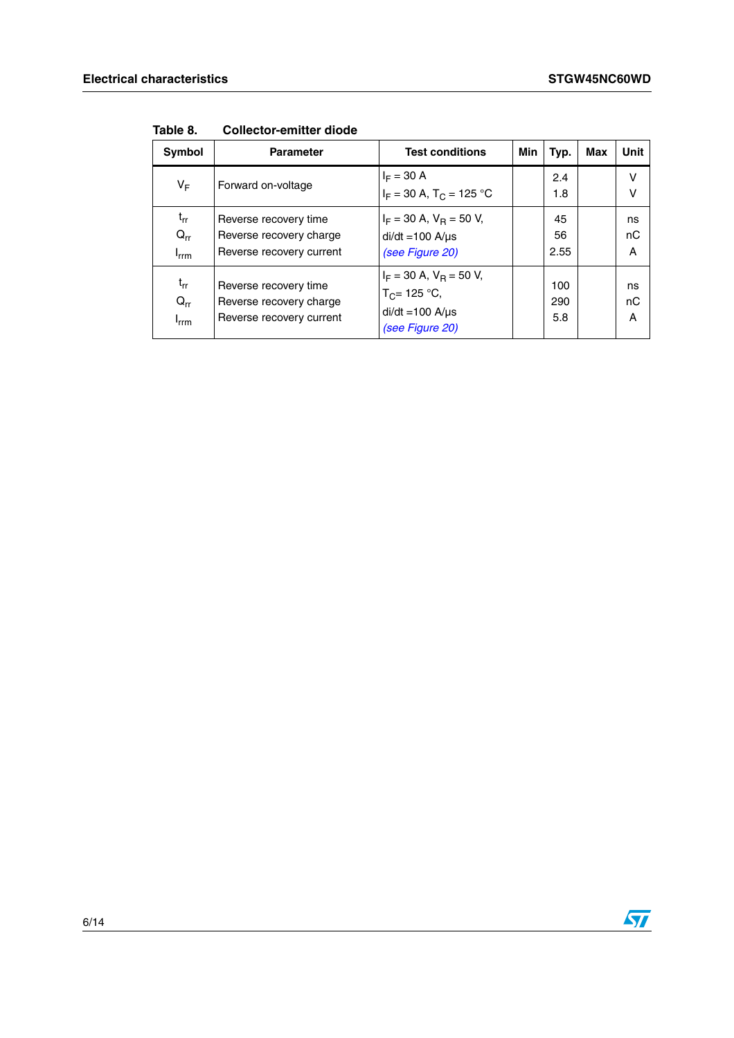Table 8. Collector-emitter diode

| Symbol | Parameter | Test conditions | Min | Typ. | Max | Unit |
|---|---|---|---|---|---|---|
| $V_F$ | Forward on-voltage | $I_F$ = 30 A<br>$I_F$ = 30 A, $T_C$ = 125 °C | | 2.4<br>1.8 | | V<br>V |
| $t_{rr}$<br>$Q_{rr}$<br>$I_{rrm}$ | Reverse recovery time<br>Reverse recovery charge<br>Reverse recovery current | $I_F$ = 30 A, $V_R$ = 50 V,<br>di/dt =100 A/µs<br>*(see Figure 20)* | | 45<br>56<br>2.55 | | ns<br>nC<br>A |
| $t_{rr}$<br>$Q_{rr}$<br>$I_{rrm}$ | Reverse recovery time<br>Reverse recovery charge<br>Reverse recovery current | $I_F$ = 30 A, $V_R$ = 50 V,<br>$T_C$= 125 °C,<br>di/dt =100 A/µs<br>*(see Figure 20)* | | 100<br>290<br>5.8 | | ns<br>nC<br>A |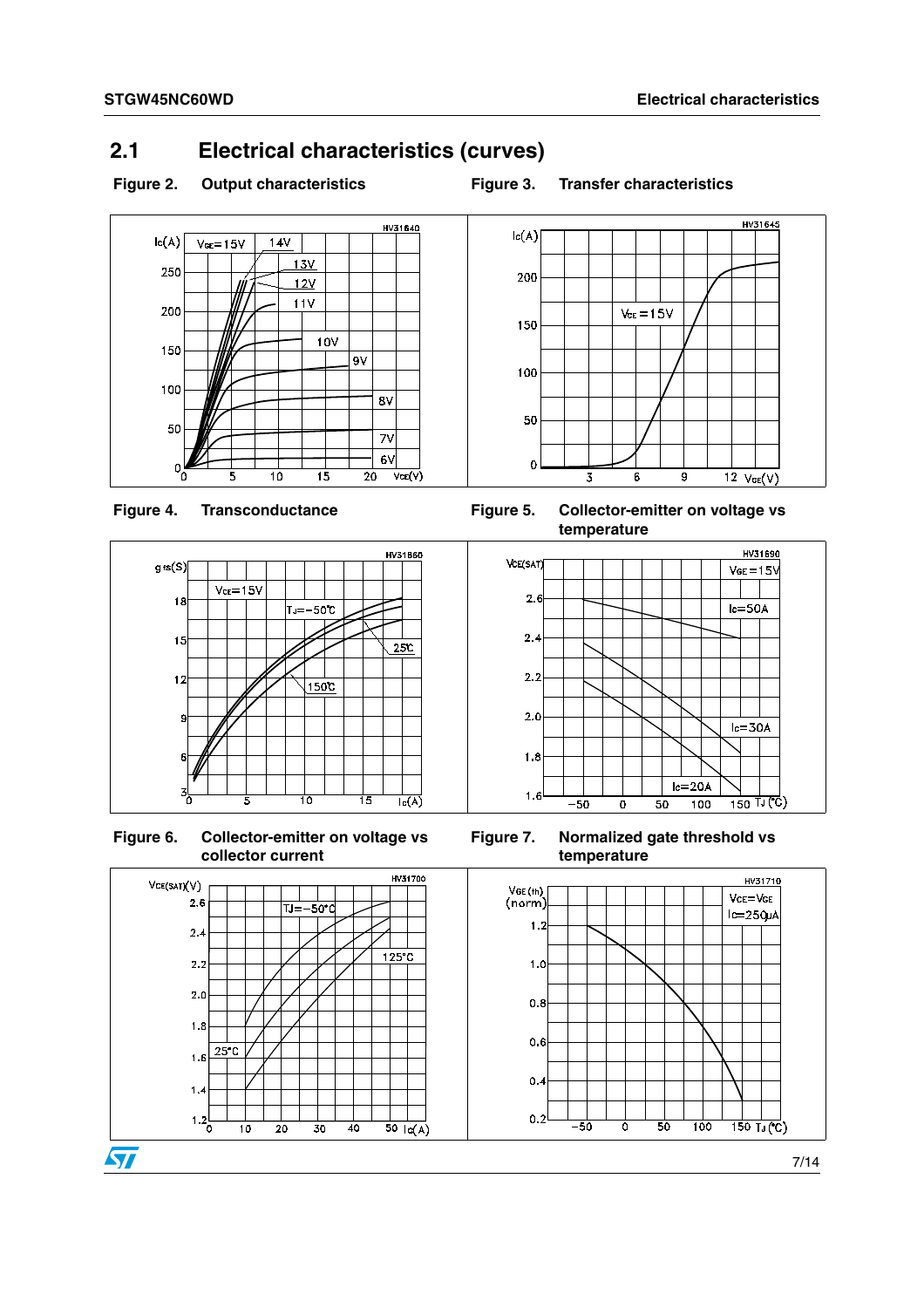## 2.1 Electrical characteristics (curves)

**Figure 2. Output characteristics**

HV31640

Ic(A)
VGE=15V
14V
13V
12V
11V
10V
9V
8V
7V
6V
250
200
150
100
50
0
0 5 10 15 20 VCE(V)

**Figure 3. Transfer characteristics**

HV31645

Ic(A)
200
150
100
50
0
VCE=15V
3 6 9 12 VGE(V)

**Figure 4. Transconductance**

HV31660

gfs(S)
VCE=15V
TJ=-50°C
25°C
150°C
18
15
12
9
6
3
0 5 10 15 Ic(A)

**Figure 5. Collector-emitter on voltage vs temperature**

HV31690

VCE(SAT)
VGE=15V
Ic=50A
Ic=30A
Ic=20A
2.6
2.4
2.2
2.0
1.8
1.6
-50 0 50 100 150 TJ(°C)

**Figure 6. Collector-emitter on voltage vs collector current**

HV31700

VCE(SAT)(V)
TJ=-50°C
125°C
25°C
2.6
2.4
2.2
2.0
1.8
1.6
1.4
1.2
0 10 20 30 40 50 Ic(A)

**Figure 7. Normalized gate threshold vs temperature**

HV31710

VGE(th) (norm)
VCE=VGE
Ic=250µA
1.2
1.0
0.8
0.6
0.4
0.2
-50 0 50 100 150 TJ(°C)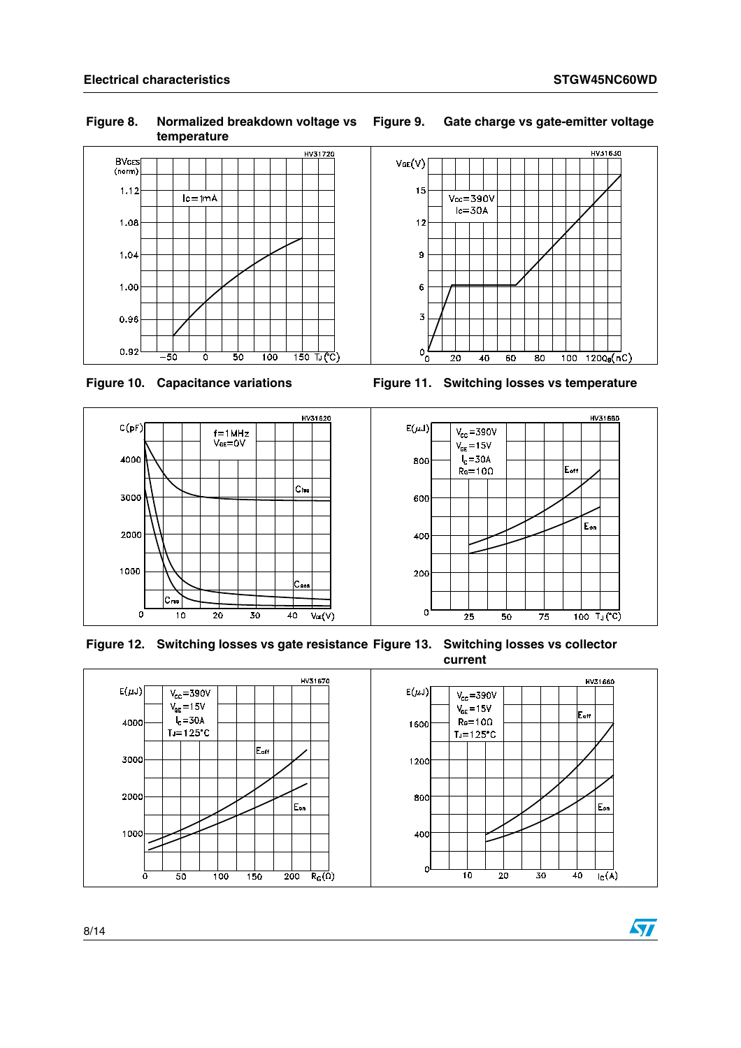**Figure 8. Normalized breakdown voltage vs temperature**

HV31720

BVCES (norm)

1.12

1.08

1.04

1.00

0.96

0.92

Ic=1mA

−50 0 50 100 150 TJ(°C)

**Figure 9. Gate charge vs gate-emitter voltage**

HV31630

VGE(V)

15

12

9

6

3

0

Vcc=390V
Ic=30A

0 20 40 60 80 100 120 Qg(nC)

**Figure 10. Capacitance variations**

HV31620

C(pF)

4000

3000

2000

1000

0

f=1MHz
VGE=0V

Cies

Coes

Cres

10 20 30 40 VCE(V)

**Figure 11. Switching losses vs temperature**

HV31650

E(μJ)

800

600

400

200

0

Vcc=390V
VGE=15V
Ic=30A
RG=10Ω

Eoff

Eon

25 50 75 100 TJ(°C)

**Figure 12. Switching losses vs gate resistance**

HV31670

E(μJ)

4000

3000

2000

1000

Vcc=390V
VGE=15V
Ic=30A
TJ=125°C

Eoff

Eon

0 50 100 150 200 RG(Ω)

**Figure 13. Switching losses vs collector current**

HV31660

E(μJ)

1600

1200

800

400

0

Vcc=390V
VGE=15V
RG=10Ω
TJ=125°C

Eoff

Eon

10 20 30 40 Ic(A)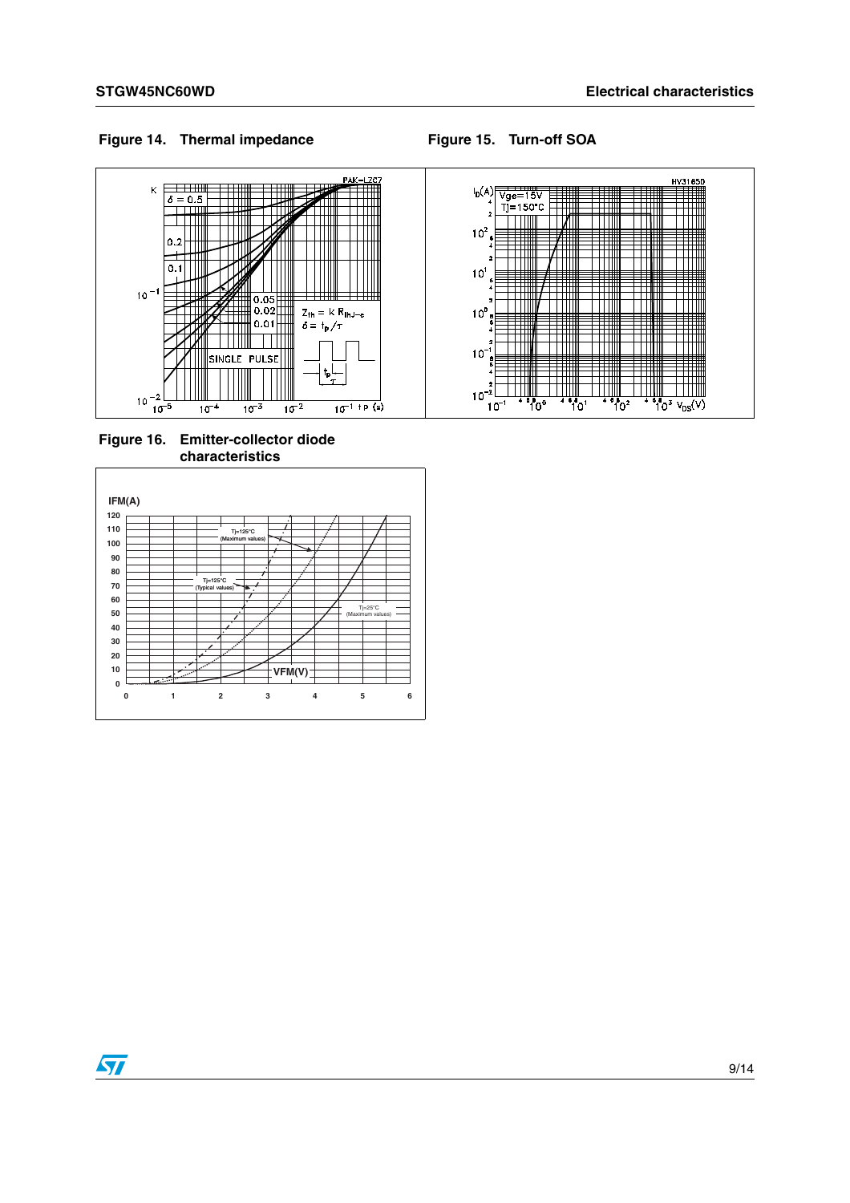Figure 14. Thermal impedance

PAK−LZC7

K

$\delta = 0.5$

0.2

0.1

$10^{-1}$

0.05

0.02

0.01

$Z_{th} = k \, R_{thJ-c}$

$\delta = t_p/\tau$

SINGLE PULSE

$10^{-2}$

$10^{-5}$ $10^{-4}$ $10^{-3}$ $10^{-2}$ $10^{-1}$ tp (s)

Figure 15. Turn-off SOA

HV31650

$I_D$(A)

Vge=15V

Tj=150°C

$10^2$

$10^1$

$10^0$

$10^{-1}$

$10^{-2}$

$10^{-1}$ $10^0$ $10^1$ $10^2$ $10^3$ $V_{DS}$(V)

Figure 16. Emitter-collector diode characteristics

IFM(A)

120

110

100

90

80

70

60

50

40

30

20

10

0

Tj=125°C (Maximum values)

Tj=125°C (Typical values)

Tj=25°C (Maximum values)

VFM(V)

0 1 2 3 4 5 6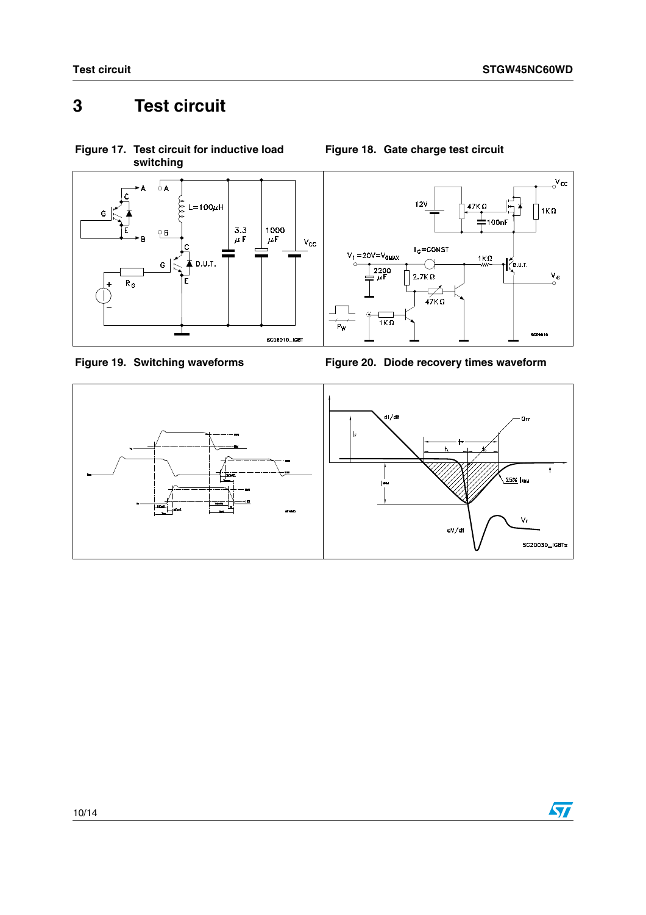# 3 Test circuit

Figure 17. Test circuit for inductive load switching

A
C
G
E
B
A
L=100µH
B
3.3 µF
1000 µF
$V_{CC}$
C
G
D.U.T.
E
$R_G$
+
−
SC06010_IGBT

Figure 18. Gate charge test circuit

$V_{CC}$
12V
47KΩ
100nF
1KΩ
$I_G$=CONST
$V_1$ =20V=$V_{GMAX}$
2200 µF
2.7KΩ
1KΩ
D.U.T.
$V_G$
47KΩ
$P_W$
1KΩ

Figure 19. Switching waveforms

Figure 20. Diode recovery times waveform

dI/dt
Qrr
$I_F$
$t_{rr}$
$t_a$
$t_b$
t
$I_{RRM}$
25% $I_{RRM}$
$V_F$
dV/dt
SC20030_IGBTs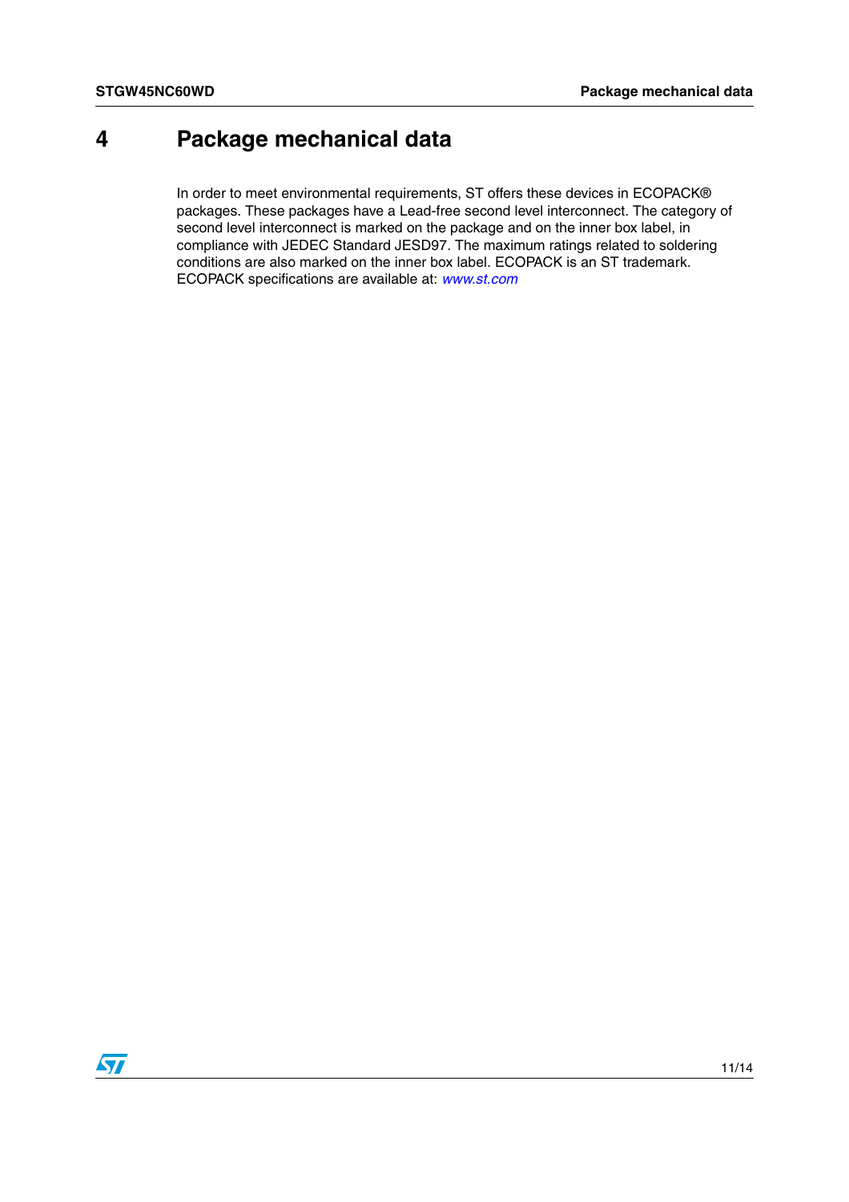# 4 Package mechanical data

In order to meet environmental requirements, ST offers these devices in ECOPACK® packages. These packages have a Lead-free second level interconnect. The category of second level interconnect is marked on the package and on the inner box label, in compliance with JEDEC Standard JESD97. The maximum ratings related to soldering conditions are also marked on the inner box label. ECOPACK is an ST trademark. ECOPACK specifications are available at: *www.st.com*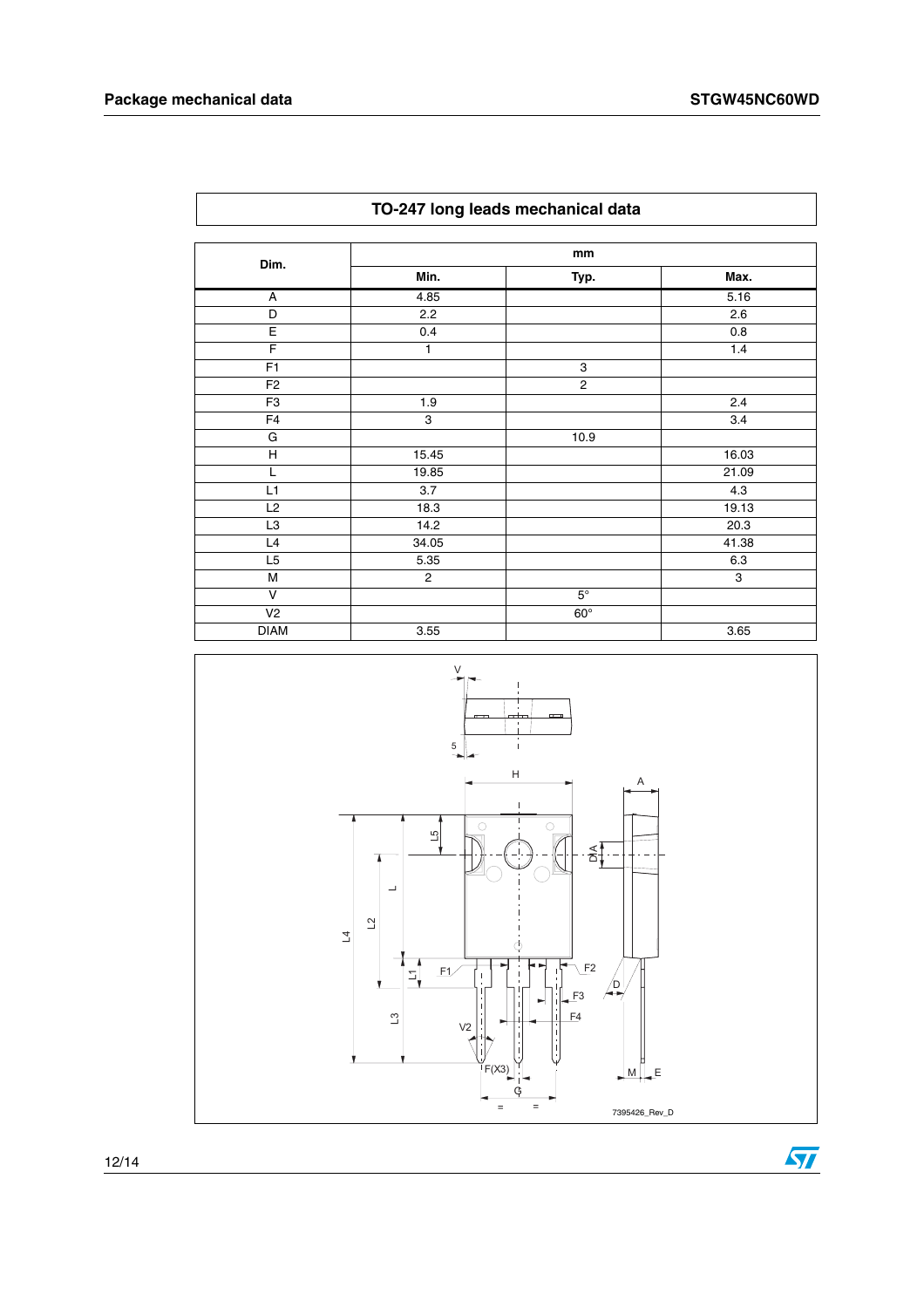## TO-247 long leads mechanical data

| Dim. | mm | | |
|---|---|---|---|
| | Min. | Typ. | Max. |
| A | 4.85 | | 5.16 |
| D | 2.2 | | 2.6 |
| E | 0.4 | | 0.8 |
| F | 1 | | 1.4 |
| F1 | | 3 | |
| F2 | | 2 | |
| F3 | 1.9 | | 2.4 |
| F4 | 3 | | 3.4 |
| G | | 10.9 | |
| H | 15.45 | | 16.03 |
| L | 19.85 | | 21.09 |
| L1 | 3.7 | | 4.3 |
| L2 | 18.3 | | 19.13 |
| L3 | 14.2 | | 20.3 |
| L4 | 34.05 | | 41.38 |
| L5 | 5.35 | | 6.3 |
| M | 2 | | 3 |
| V | | 5° | |
| V2 | | 60° | |
| DIAM | 3.55 | | 3.65 |

V
5
H
A
L5
DIA
L
L2
L4
L1
F1
F2
D
F3
F4
L3
V2
F(X3)
M
E
G
=
=
7395426_Rev_D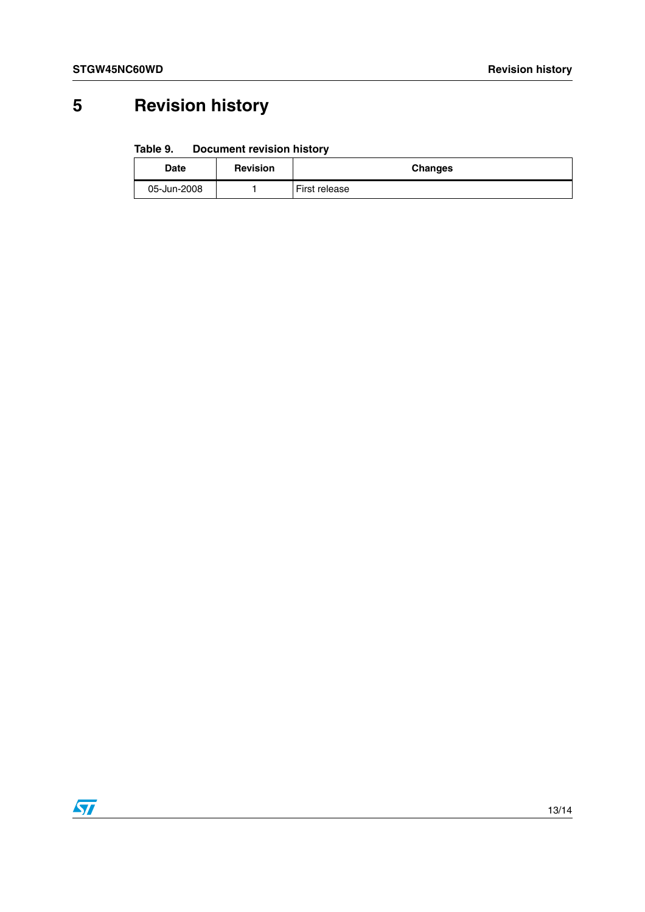# 5 Revision history

**Table 9. Document revision history**

| Date | Revision | Changes |
|---|---|---|
| 05-Jun-2008 | 1 | First release |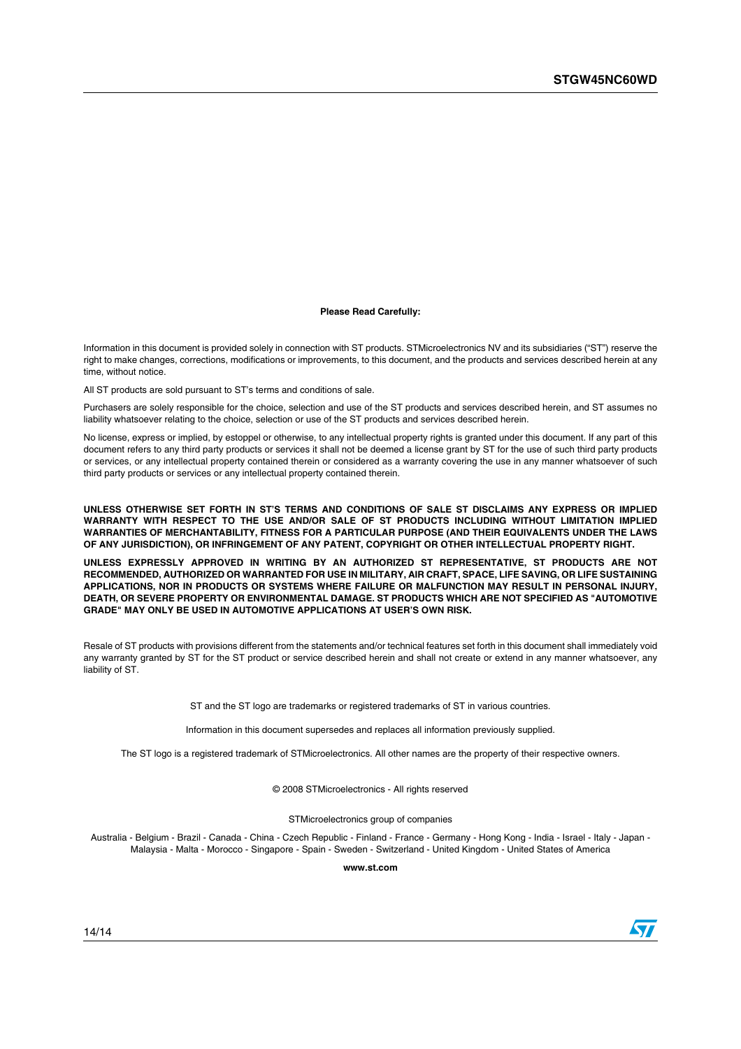**Please Read Carefully:**

Information in this document is provided solely in connection with ST products. STMicroelectronics NV and its subsidiaries ("ST") reserve the right to make changes, corrections, modifications or improvements, to this document, and the products and services described herein at any time, without notice.

All ST products are sold pursuant to ST's terms and conditions of sale.

Purchasers are solely responsible for the choice, selection and use of the ST products and services described herein, and ST assumes no liability whatsoever relating to the choice, selection or use of the ST products and services described herein.

No license, express or implied, by estoppel or otherwise, to any intellectual property rights is granted under this document. If any part of this document refers to any third party products or services it shall not be deemed a license grant by ST for the use of such third party products or services, or any intellectual property contained therein or considered as a warranty covering the use in any manner whatsoever of such third party products or services or any intellectual property contained therein.

**UNLESS OTHERWISE SET FORTH IN ST'S TERMS AND CONDITIONS OF SALE ST DISCLAIMS ANY EXPRESS OR IMPLIED WARRANTY WITH RESPECT TO THE USE AND/OR SALE OF ST PRODUCTS INCLUDING WITHOUT LIMITATION IMPLIED WARRANTIES OF MERCHANTABILITY, FITNESS FOR A PARTICULAR PURPOSE (AND THEIR EQUIVALENTS UNDER THE LAWS OF ANY JURISDICTION), OR INFRINGEMENT OF ANY PATENT, COPYRIGHT OR OTHER INTELLECTUAL PROPERTY RIGHT.**

**UNLESS EXPRESSLY APPROVED IN WRITING BY AN AUTHORIZED ST REPRESENTATIVE, ST PRODUCTS ARE NOT RECOMMENDED, AUTHORIZED OR WARRANTED FOR USE IN MILITARY, AIR CRAFT, SPACE, LIFE SAVING, OR LIFE SUSTAINING APPLICATIONS, NOR IN PRODUCTS OR SYSTEMS WHERE FAILURE OR MALFUNCTION MAY RESULT IN PERSONAL INJURY, DEATH, OR SEVERE PROPERTY OR ENVIRONMENTAL DAMAGE. ST PRODUCTS WHICH ARE NOT SPECIFIED AS "AUTOMOTIVE GRADE" MAY ONLY BE USED IN AUTOMOTIVE APPLICATIONS AT USER'S OWN RISK.**

Resale of ST products with provisions different from the statements and/or technical features set forth in this document shall immediately void any warranty granted by ST for the ST product or service described herein and shall not create or extend in any manner whatsoever, any liability of ST.

ST and the ST logo are trademarks or registered trademarks of ST in various countries.

Information in this document supersedes and replaces all information previously supplied.

The ST logo is a registered trademark of STMicroelectronics. All other names are the property of their respective owners.

© 2008 STMicroelectronics - All rights reserved

STMicroelectronics group of companies

Australia - Belgium - Brazil - Canada - China - Czech Republic - Finland - France - Germany - Hong Kong - India - Israel - Italy - Japan - Malaysia - Malta - Morocco - Singapore - Spain - Sweden - Switzerland - United Kingdom - United States of America

**www.st.com**